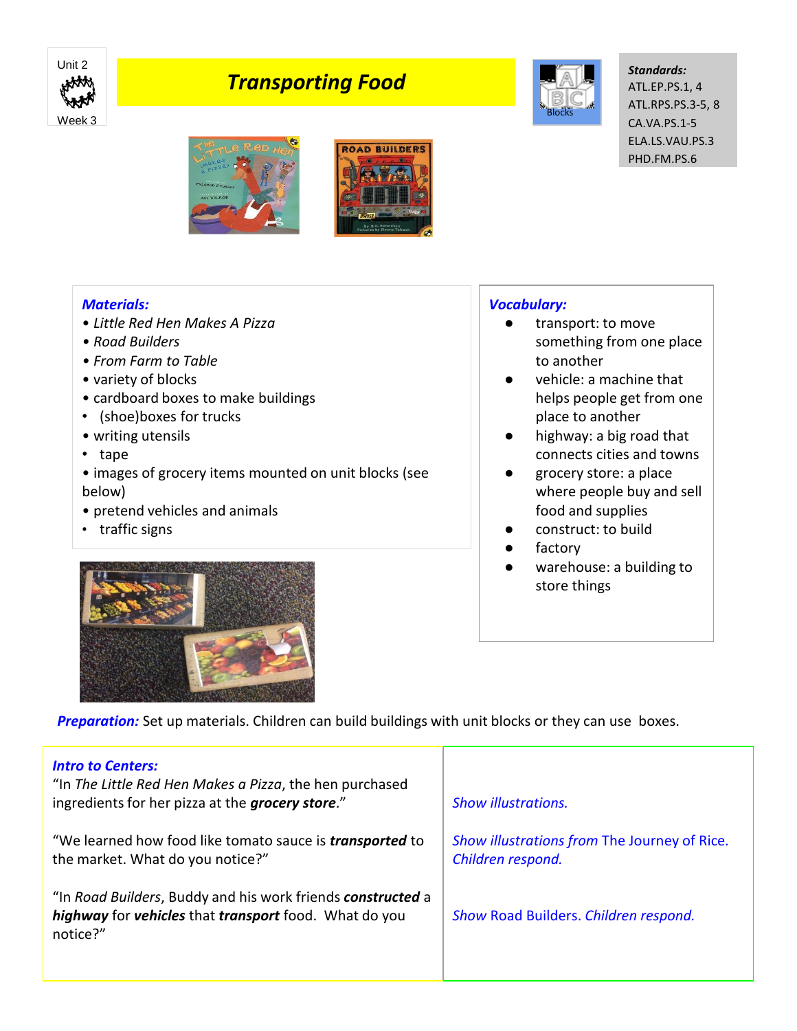Unit 2

Week 3

# Transporting Food

Blocks

**Standards:**
ATL.EP.PS.1, 4
ATL.RPS.PS.3-5, 8
CA.VA.PS.1-5
ELA.LS.VAU.PS.3
PHD.FM.PS.6

***Materials:***

- *Little Red Hen Makes A Pizza*
- *Road Builders*
- *From Farm to Table*
- variety of blocks
- cardboard boxes to make buildings
- (shoe)boxes for trucks
- writing utensils
- tape
- images of grocery items mounted on unit blocks (see below)
- pretend vehicles and animals
- traffic signs

***Vocabulary:***

- transport: to move something from one place to another
- vehicle: a machine that helps people get from one place to another
- highway: a big road that connects cities and towns
- grocery store: a place where people buy and sell food and supplies
- construct: to build
- factory
- warehouse: a building to store things

***Preparation:*** Set up materials. Children can build buildings with unit blocks or they can use boxes.

| ***Intro to Centers:*** | |
|---|---|
| "In *The Little Red Hen Makes a Pizza*, the hen purchased ingredients for her pizza at the ***grocery store***." | *Show illustrations.* |
| "We learned how food like tomato sauce is ***transported*** to the market. What do you notice?" | *Show illustrations from* The Journey of Rice. *Children respond.* |
| "In *Road Builders*, Buddy and his work friends ***constructed*** a ***highway*** for ***vehicles*** that ***transport*** food. What do you notice?" | *Show* Road Builders. *Children respond.* |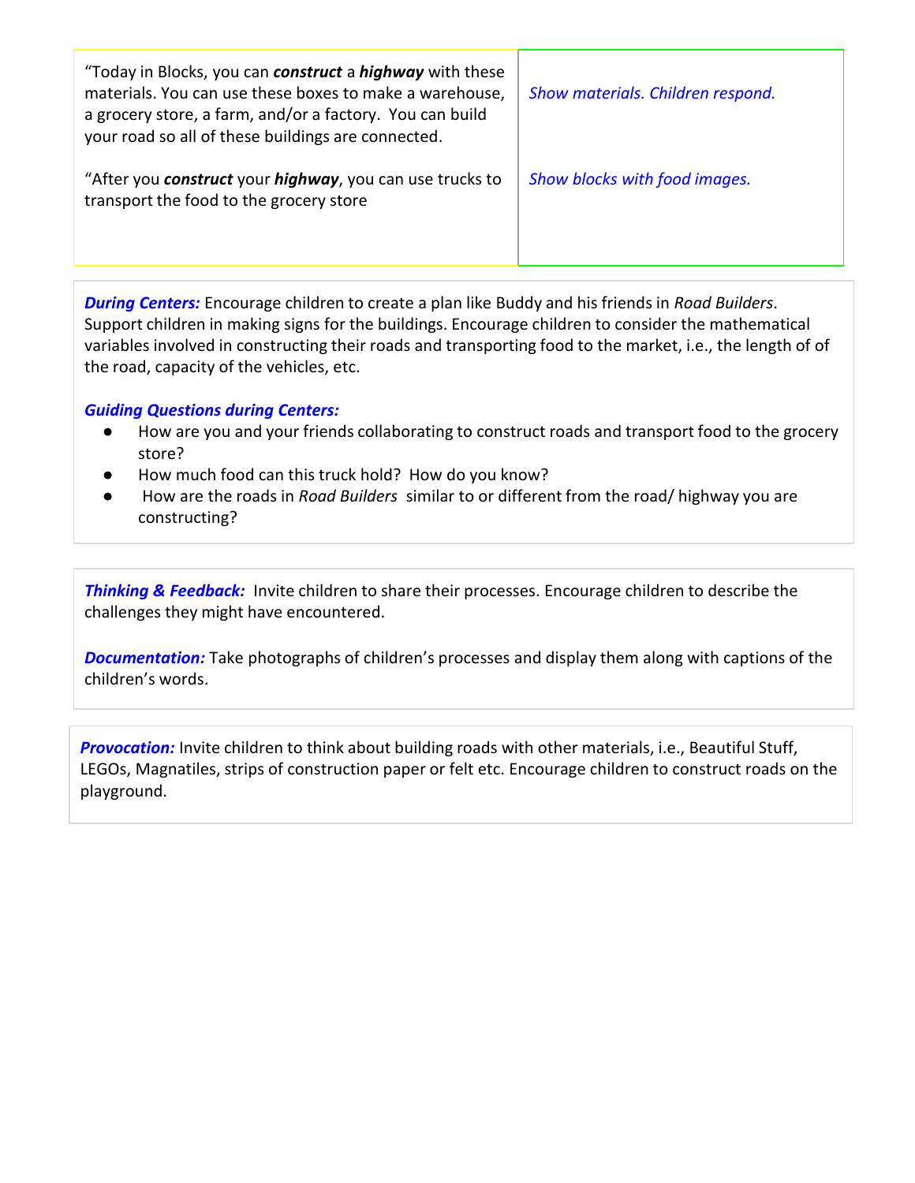| | |
|---|---|
| "Today in Blocks, you can ***construct*** a ***highway*** with these materials. You can use these boxes to make a warehouse, a grocery store, a farm, and/or a factory. You can build your road so all of these buildings are connected. | *Show materials. Children respond.* |
| "After you ***construct*** your ***highway***, you can use trucks to transport the food to the grocery store | *Show blocks with food images.* |

***During Centers:*** Encourage children to create a plan like Buddy and his friends in *Road Builders*. Support children in making signs for the buildings. Encourage children to consider the mathematical variables involved in constructing their roads and transporting food to the market, i.e., the length of of the road, capacity of the vehicles, etc.

***Guiding Questions during Centers:***

- How are you and your friends collaborating to construct roads and transport food to the grocery store?
- How much food can this truck hold? How do you know?
- How are the roads in *Road Builders* similar to or different from the road/ highway you are constructing?

***Thinking & Feedback:*** Invite children to share their processes. Encourage children to describe the challenges they might have encountered.

***Documentation:*** Take photographs of children's processes and display them along with captions of the children's words.

***Provocation:*** Invite children to think about building roads with other materials, i.e., Beautiful Stuff, LEGOs, Magnatiles, strips of construction paper or felt etc. Encourage children to construct roads on the playground.